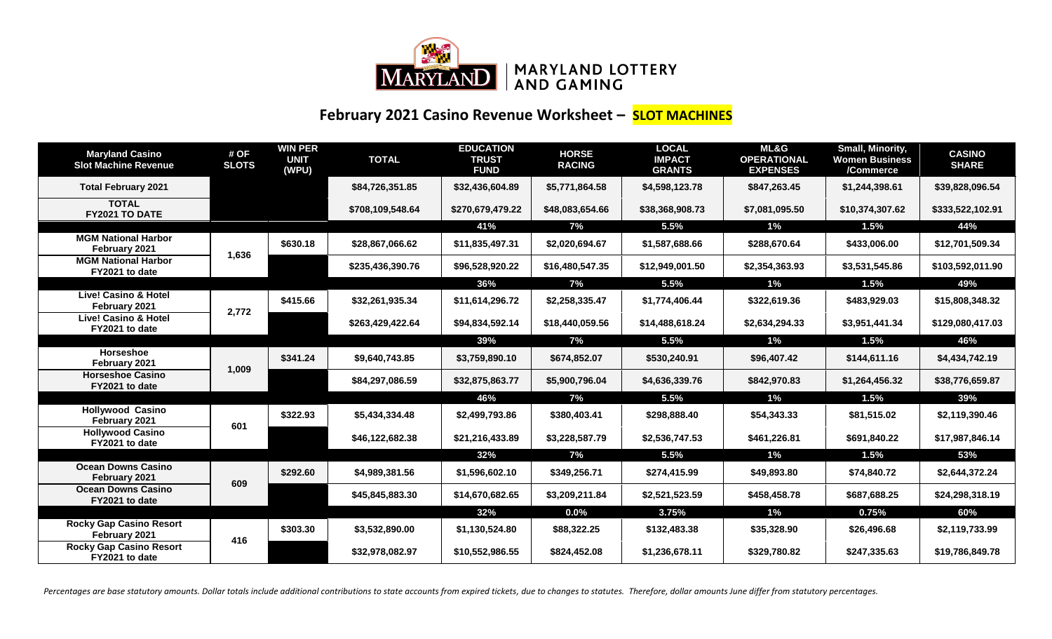MARYLAND | MARYLAND LOTTERY AND GAMING

# February 2021 Casino Revenue Worksheet – SLOT MACHINES

| Maryland Casino Slot Machine Revenue | # OF SLOTS | WIN PER UNIT (WPU) | TOTAL | EDUCATION TRUST FUND | HORSE RACING | LOCAL IMPACT GRANTS | ML&G OPERATIONAL EXPENSES | Small, Minority, Women Business /Commerce | CASINO SHARE |
|---|---|---|---|---|---|---|---|---|---|
| **Total February 2021** | | | $84,726,351.85 | $32,436,604.89 | $5,771,864.58 | $4,598,123.78 | $847,263.45 | $1,244,398.61 | $39,828,096.54 |
| **TOTAL FY2021 TO DATE** | | | $708,109,548.64 | $270,679,479.22 | $48,083,654.66 | $38,368,908.73 | $7,081,095.50 | $10,374,307.62 | $333,522,102.91 |
| | | | | 41% | 7% | 5.5% | 1% | 1.5% | 44% |
| **MGM National Harbor February 2021** | 1,636 | $630.18 | $28,867,066.62 | $11,835,497.31 | $2,020,694.67 | $1,587,688.66 | $288,670.64 | $433,006.00 | $12,701,509.34 |
| **MGM National Harbor FY2021 to date** | | | $235,436,390.76 | $96,528,920.22 | $16,480,547.35 | $12,949,001.50 | $2,354,363.93 | $3,531,545.86 | $103,592,011.90 |
| | | | | 36% | 7% | 5.5% | 1% | 1.5% | 49% |
| **Live! Casino & Hotel February 2021** | 2,772 | $415.66 | $32,261,935.34 | $11,614,296.72 | $2,258,335.47 | $1,774,406.44 | $322,619.36 | $483,929.03 | $15,808,348.32 |
| **Live! Casino & Hotel FY2021 to date** | | | $263,429,422.64 | $94,834,592.14 | $18,440,059.56 | $14,488,618.24 | $2,634,294.33 | $3,951,441.34 | $129,080,417.03 |
| | | | | 39% | 7% | 5.5% | 1% | 1.5% | 46% |
| **Horseshoe February 2021** | 1,009 | $341.24 | $9,640,743.85 | $3,759,890.10 | $674,852.07 | $530,240.91 | $96,407.42 | $144,611.16 | $4,434,742.19 |
| **Horseshoe Casino FY2021 to date** | | | $84,297,086.59 | $32,875,863.77 | $5,900,796.04 | $4,636,339.76 | $842,970.83 | $1,264,456.32 | $38,776,659.87 |
| | | | | 46% | 7% | 5.5% | 1% | 1.5% | 39% |
| **Hollywood Casino February 2021** | 601 | $322.93 | $5,434,334.48 | $2,499,793.86 | $380,403.41 | $298,888.40 | $54,343.33 | $81,515.02 | $2,119,390.46 |
| **Hollywood Casino FY2021 to date** | | | $46,122,682.38 | $21,216,433.89 | $3,228,587.79 | $2,536,747.53 | $461,226.81 | $691,840.22 | $17,987,846.14 |
| | | | | 32% | 7% | 5.5% | 1% | 1.5% | 53% |
| **Ocean Downs Casino February 2021** | 609 | $292.60 | $4,989,381.56 | $1,596,602.10 | $349,256.71 | $274,415.99 | $49,893.80 | $74,840.72 | $2,644,372.24 |
| **Ocean Downs Casino FY2021 to date** | | | $45,845,883.30 | $14,670,682.65 | $3,209,211.84 | $2,521,523.59 | $458,458.78 | $687,688.25 | $24,298,318.19 |
| | | | | 32% | 0.0% | 3.75% | 1% | 0.75% | 60% |
| **Rocky Gap Casino Resort February 2021** | 416 | $303.30 | $3,532,890.00 | $1,130,524.80 | $88,322.25 | $132,483.38 | $35,328.90 | $26,496.68 | $2,119,733.99 |
| **Rocky Gap Casino Resort FY2021 to date** | | | $32,978,082.97 | $10,552,986.55 | $824,452.08 | $1,236,678.11 | $329,780.82 | $247,335.63 | $19,786,849.78 |

*Percentages are base statutory amounts. Dollar totals include additional contributions to state accounts from expired tickets, due to changes to statutes. Therefore, dollar amounts June differ from statutory percentages.*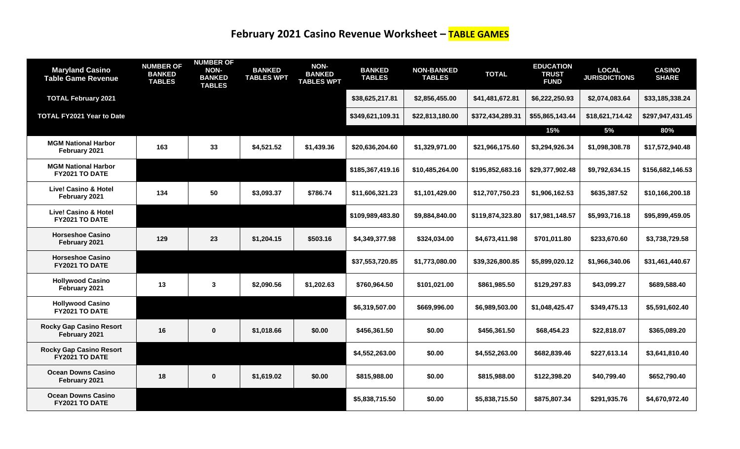## February 2021 Casino Revenue Worksheet – TABLE GAMES

| Maryland Casino Table Game Revenue | NUMBER OF BANKED TABLES | NUMBER OF NON-BANKED TABLES | BANKED TABLES WPT | NON-BANKED TABLES WPT | BANKED TABLES | NON-BANKED TABLES | TOTAL | EDUCATION TRUST FUND | LOCAL JURISDICTIONS | CASINO SHARE |
|---|---|---|---|---|---|---|---|---|---|---|
| TOTAL February 2021 | | | | | $38,625,217.81 | $2,856,455.00 | $41,481,672.81 | $6,222,250.93 | $2,074,083.64 | $33,185,338.24 |
| TOTAL FY2021 Year to Date | | | | | $349,621,109.31 | $22,813,180.00 | $372,434,289.31 | $55,865,143.44 | $18,621,714.42 | $297,947,431.45 |
| | | | | | | | | 15% | 5% | 80% |
| MGM National Harbor February 2021 | 163 | 33 | $4,521.52 | $1,439.36 | $20,636,204.60 | $1,329,971.00 | $21,966,175.60 | $3,294,926.34 | $1,098,308.78 | $17,572,940.48 |
| MGM National Harbor FY2021 TO DATE | | | | | $185,367,419.16 | $10,485,264.00 | $195,852,683.16 | $29,377,902.48 | $9,792,634.15 | $156,682,146.53 |
| Live! Casino & Hotel February 2021 | 134 | 50 | $3,093.37 | $786.74 | $11,606,321.23 | $1,101,429.00 | $12,707,750.23 | $1,906,162.53 | $635,387.52 | $10,166,200.18 |
| Live! Casino & Hotel FY2021 TO DATE | | | | | $109,989,483.80 | $9,884,840.00 | $119,874,323.80 | $17,981,148.57 | $5,993,716.18 | $95,899,459.05 |
| Horseshoe Casino February 2021 | 129 | 23 | $1,204.15 | $503.16 | $4,349,377.98 | $324,034.00 | $4,673,411.98 | $701,011.80 | $233,670.60 | $3,738,729.58 |
| Horseshoe Casino FY2021 TO DATE | | | | | $37,553,720.85 | $1,773,080.00 | $39,326,800.85 | $5,899,020.12 | $1,966,340.06 | $31,461,440.67 |
| Hollywood Casino February 2021 | 13 | 3 | $2,090.56 | $1,202.63 | $760,964.50 | $101,021.00 | $861,985.50 | $129,297.83 | $43,099.27 | $689,588.40 |
| Hollywood Casino FY2021 TO DATE | | | | | $6,319,507.00 | $669,996.00 | $6,989,503.00 | $1,048,425.47 | $349,475.13 | $5,591,602.40 |
| Rocky Gap Casino Resort February 2021 | 16 | 0 | $1,018.66 | $0.00 | $456,361.50 | $0.00 | $456,361.50 | $68,454.23 | $22,818.07 | $365,089.20 |
| Rocky Gap Casino Resort FY2021 TO DATE | | | | | $4,552,263.00 | $0.00 | $4,552,263.00 | $682,839.46 | $227,613.14 | $3,641,810.40 |
| Ocean Downs Casino February 2021 | 18 | 0 | $1,619.02 | $0.00 | $815,988.00 | $0.00 | $815,988.00 | $122,398.20 | $40,799.40 | $652,790.40 |
| Ocean Downs Casino FY2021 TO DATE | | | | | $5,838,715.50 | $0.00 | $5,838,715.50 | $875,807.34 | $291,935.76 | $4,670,972.40 |